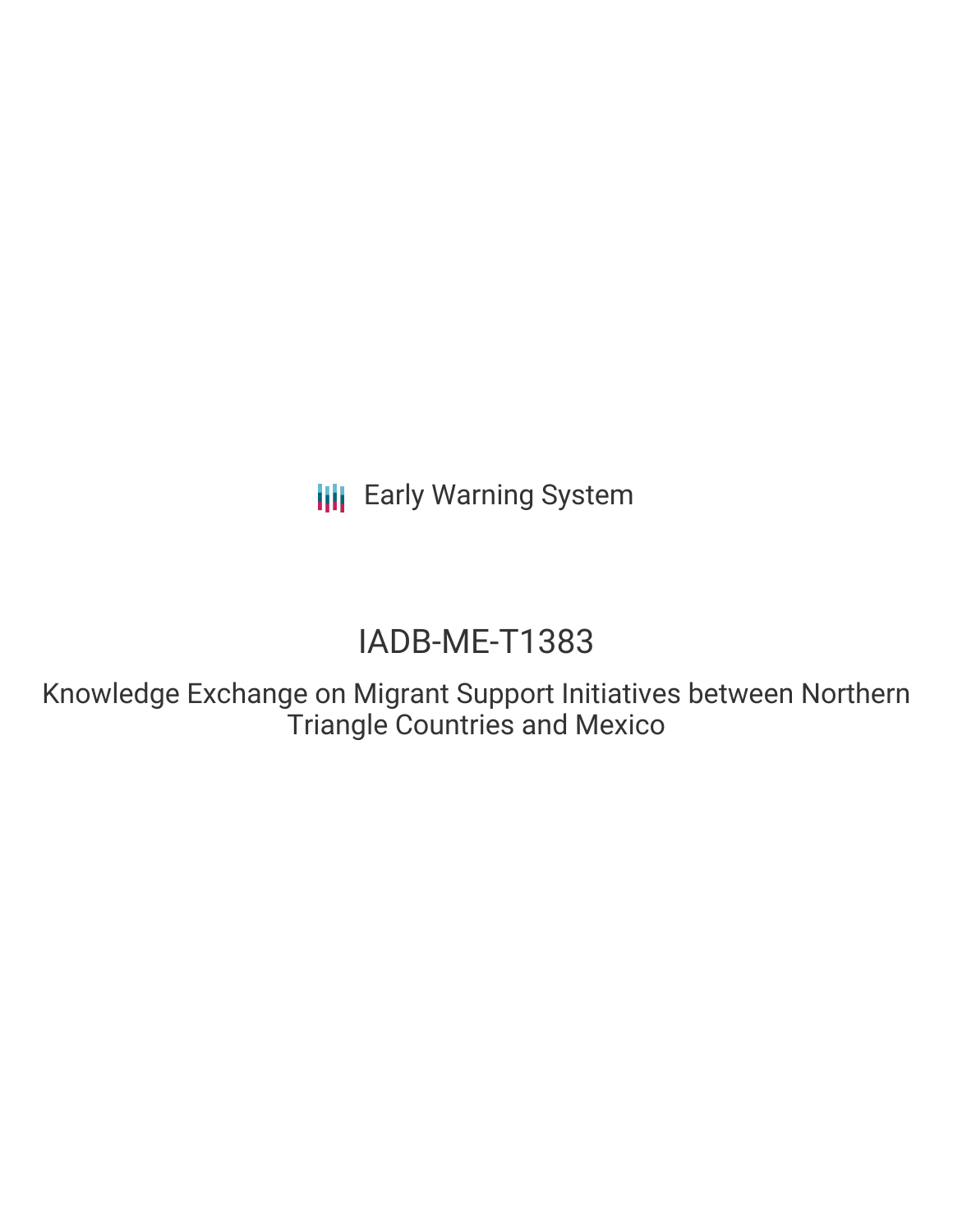Early Warning System

# IADB-ME-T1383

## Knowledge Exchange on Migrant Support Initiatives between Northern Triangle Countries and Mexico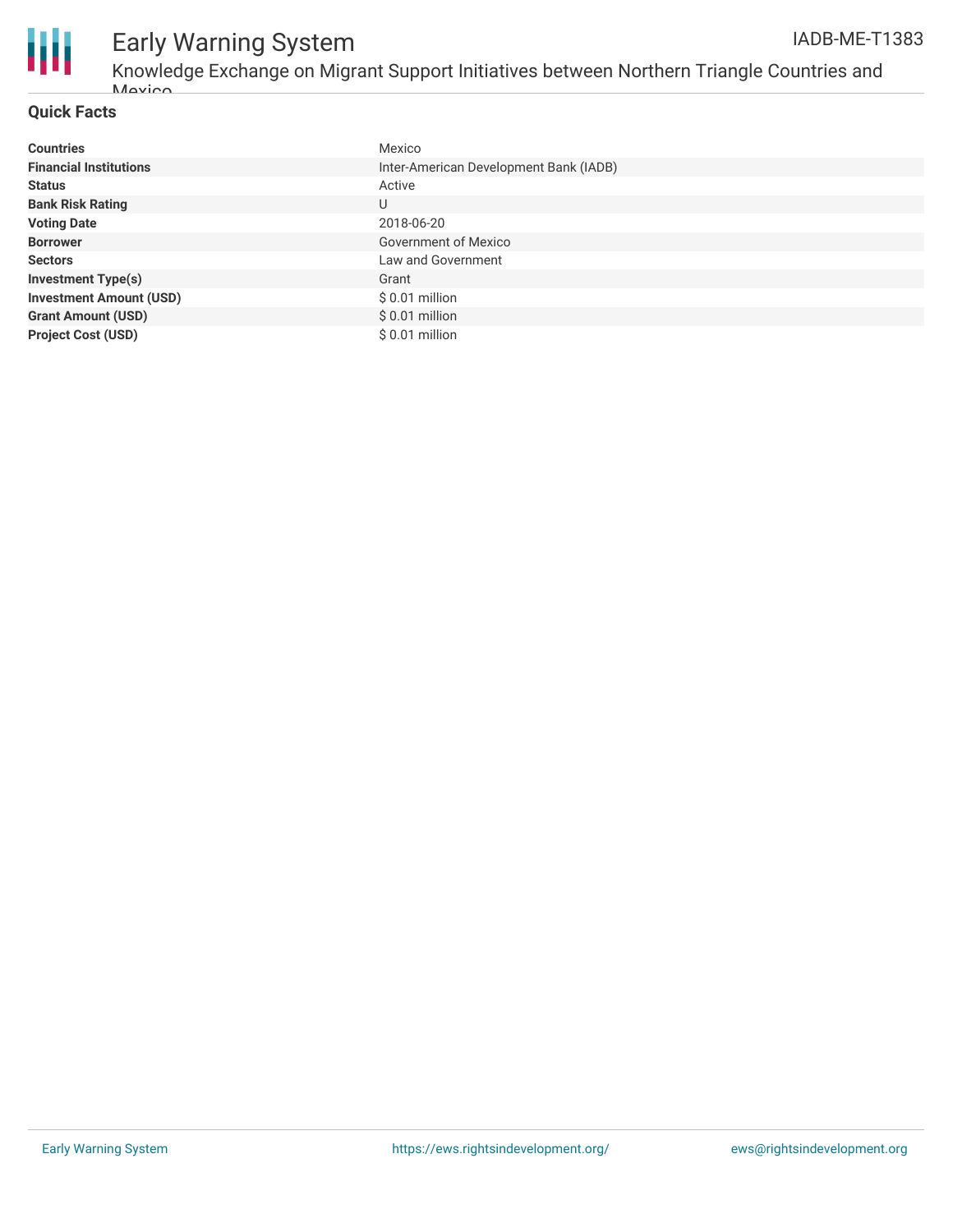# Early Warning System

IADB-ME-T1383

Knowledge Exchange on Migrant Support Initiatives between Northern Triangle Countries and Mexico

## Quick Facts

| | |
|---|---|
| **Countries** | Mexico |
| **Financial Institutions** | Inter-American Development Bank (IADB) |
| **Status** | Active |
| **Bank Risk Rating** | U |
| **Voting Date** | 2018-06-20 |
| **Borrower** | Government of Mexico |
| **Sectors** | Law and Government |
| **Investment Type(s)** | Grant |
| **Investment Amount (USD)** | $ 0.01 million |
| **Grant Amount (USD)** | $ 0.01 million |
| **Project Cost (USD)** | $ 0.01 million |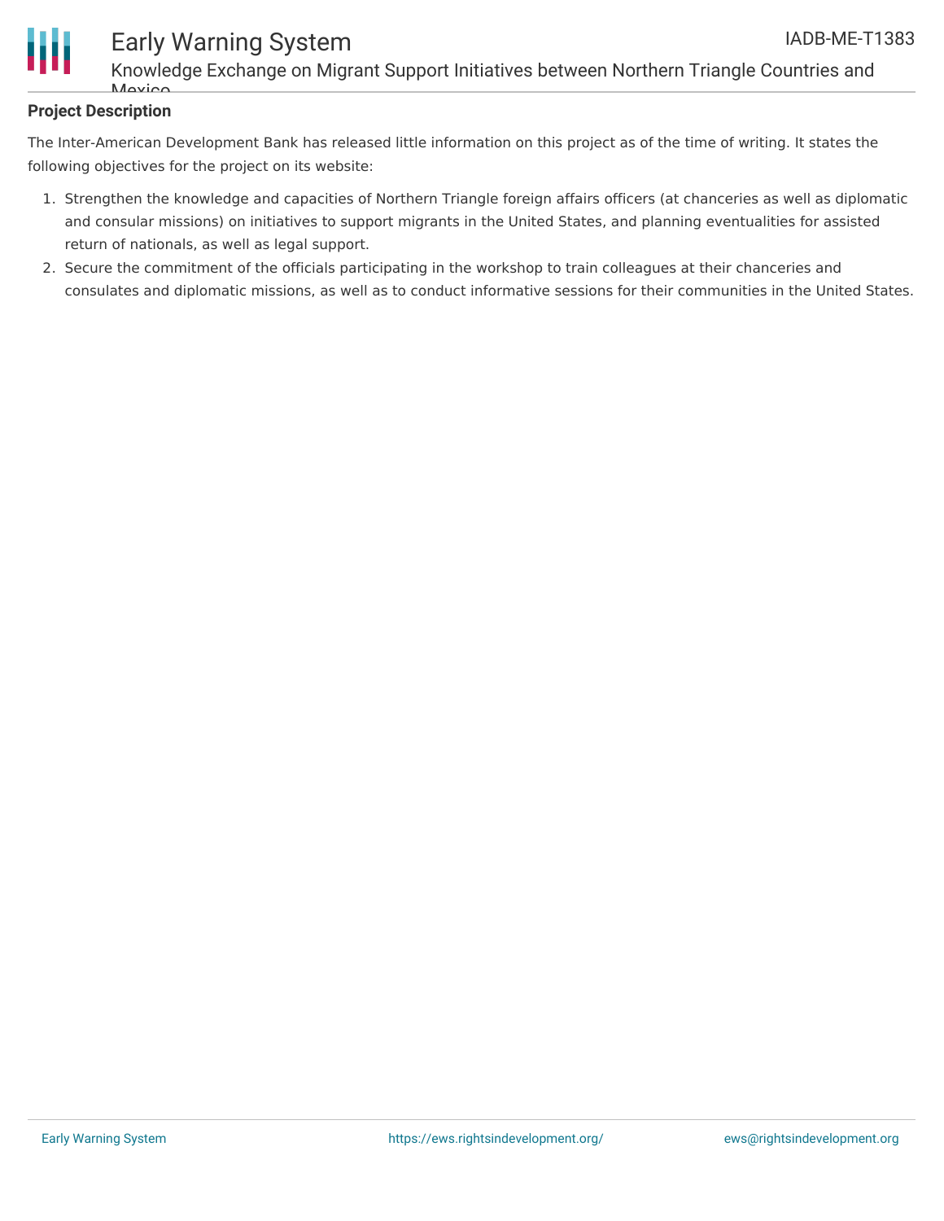## Project Description

The Inter-American Development Bank has released little information on this project as of the time of writing. It states the following objectives for the project on its website:

1. Strengthen the knowledge and capacities of Northern Triangle foreign affairs officers (at chanceries as well as diplomatic and consular missions) on initiatives to support migrants in the United States, and planning eventualities for assisted return of nationals, as well as legal support.
2. Secure the commitment of the officials participating in the workshop to train colleagues at their chanceries and consulates and diplomatic missions, as well as to conduct informative sessions for their communities in the United States.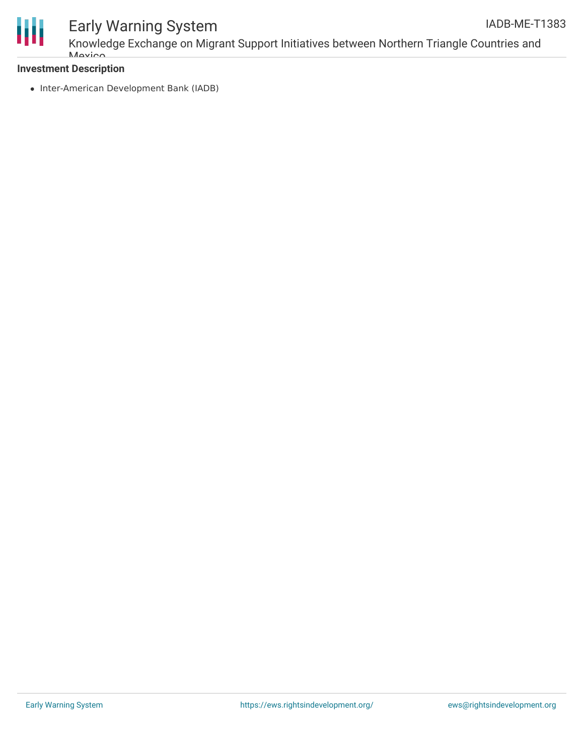**Investment Description**

- Inter-American Development Bank (IADB)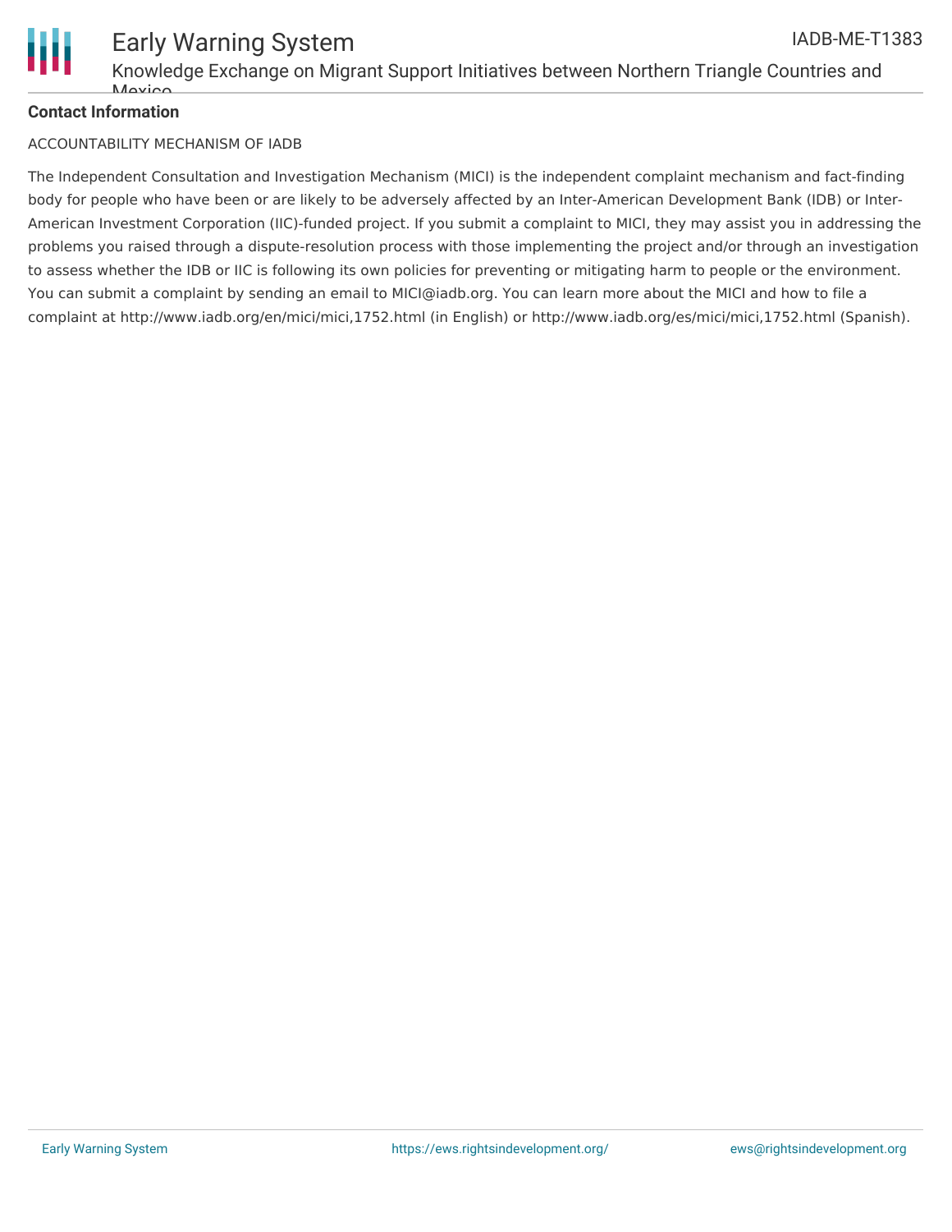**Contact Information**

ACCOUNTABILITY MECHANISM OF IADB

The Independent Consultation and Investigation Mechanism (MICI) is the independent complaint mechanism and fact-finding body for people who have been or are likely to be adversely affected by an Inter-American Development Bank (IDB) or Inter-American Investment Corporation (IIC)-funded project. If you submit a complaint to MICI, they may assist you in addressing the problems you raised through a dispute-resolution process with those implementing the project and/or through an investigation to assess whether the IDB or IIC is following its own policies for preventing or mitigating harm to people or the environment. You can submit a complaint by sending an email to MICI@iadb.org. You can learn more about the MICI and how to file a complaint at http://www.iadb.org/en/mici/mici,1752.html (in English) or http://www.iadb.org/es/mici/mici,1752.html (Spanish).